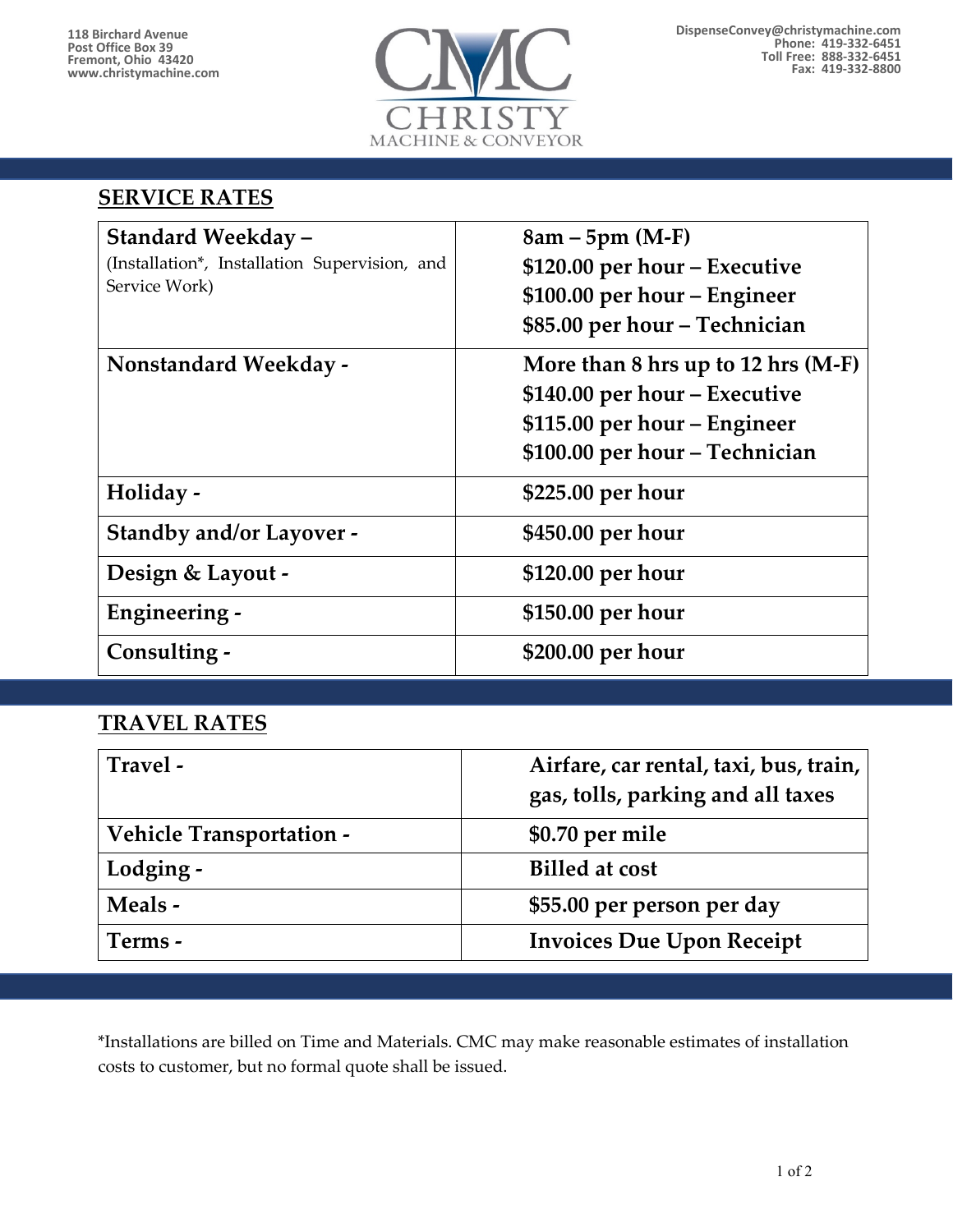118 Birchard Avenue
Post Office Box 39
Fremont, Ohio 43420
www.christymachine.com

**CMC CHRISTY MACHINE & CONVEYOR**

DispenseConvey@christymachine.com
Phone: 419-332-6451
Toll Free: 888-332-6451
Fax: 419-332-8800

## SERVICE RATES

| | |
|---|---|
| **Standard Weekday –** (Installation*, Installation Supervision, and Service Work) | **8am – 5pm (M-F)**<br>**$120.00 per hour – Executive**<br>**$100.00 per hour – Engineer**<br>**$85.00 per hour – Technician** |
| **Nonstandard Weekday -** | **More than 8 hrs up to 12 hrs (M-F)**<br>**$140.00 per hour – Executive**<br>**$115.00 per hour – Engineer**<br>**$100.00 per hour – Technician** |
| **Holiday -** | **$225.00 per hour** |
| **Standby and/or Layover -** | **$450.00 per hour** |
| **Design & Layout -** | **$120.00 per hour** |
| **Engineering -** | **$150.00 per hour** |
| **Consulting -** | **$200.00 per hour** |

## TRAVEL RATES

| | |
|---|---|
| **Travel -** | **Airfare, car rental, taxi, bus, train, gas, tolls, parking and all taxes** |
| **Vehicle Transportation -** | **$0.70 per mile** |
| **Lodging -** | **Billed at cost** |
| **Meals -** | **$55.00 per person per day** |
| **Terms -** | **Invoices Due Upon Receipt** |

*Installations are billed on Time and Materials. CMC may make reasonable estimates of installation costs to customer, but no formal quote shall be issued.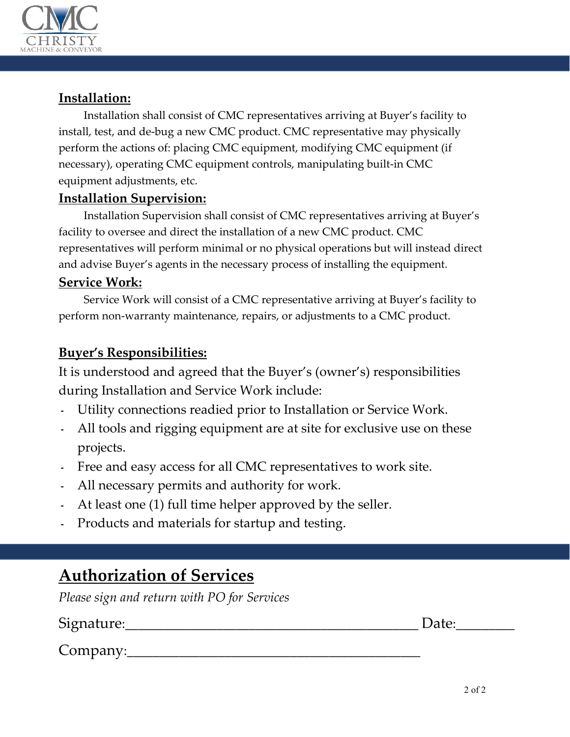**Installation:**

Installation shall consist of CMC representatives arriving at Buyer's facility to install, test, and de-bug a new CMC product. CMC representative may physically perform the actions of: placing CMC equipment, modifying CMC equipment (if necessary), operating CMC equipment controls, manipulating built-in CMC equipment adjustments, etc.

**Installation Supervision:**

Installation Supervision shall consist of CMC representatives arriving at Buyer's facility to oversee and direct the installation of a new CMC product. CMC representatives will perform minimal or no physical operations but will instead direct and advise Buyer's agents in the necessary process of installing the equipment.

**Service Work:**

Service Work will consist of a CMC representative arriving at Buyer's facility to perform non-warranty maintenance, repairs, or adjustments to a CMC product.

**Buyer's Responsibilities:**

It is understood and agreed that the Buyer's (owner's) responsibilities during Installation and Service Work include:

- Utility connections readied prior to Installation or Service Work.
- All tools and rigging equipment are at site for exclusive use on these projects.
- Free and easy access for all CMC representatives to work site.
- All necessary permits and authority for work.
- At least one (1) full time helper approved by the seller.
- Products and materials for startup and testing.

## Authorization of Services

*Please sign and return with PO for Services*

Signature:________________________________________ Date:________

Company:________________________________________